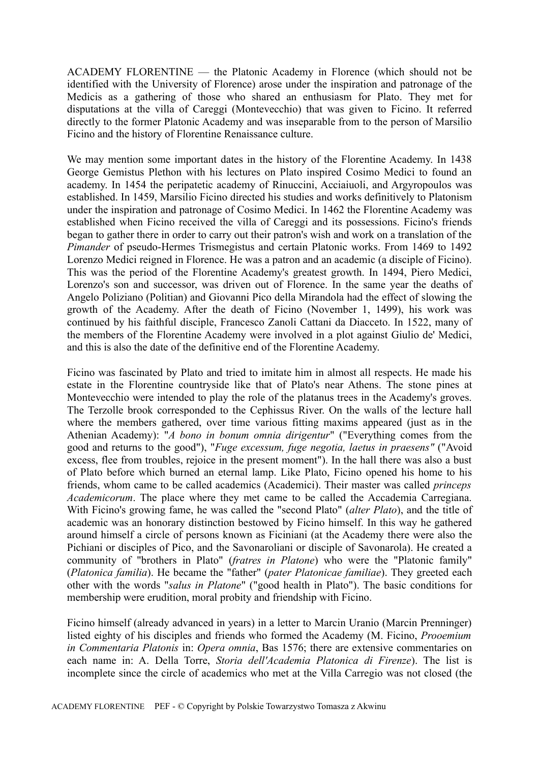ACADEMY FLORENTINE — the Platonic Academy in Florence (which should not be identified with the University of Florence) arose under the inspiration and patronage of the Medicis as a gathering of those who shared an enthusiasm for Plato. They met for disputations at the villa of Careggi (Montevecchio) that was given to Ficino. It referred directly to the former Platonic Academy and was inseparable from to the person of Marsilio Ficino and the history of Florentine Renaissance culture.

We may mention some important dates in the history of the Florentine Academy. In 1438 George Gemistus Plethon with his lectures on Plato inspired Cosimo Medici to found an academy. In 1454 the peripatetic academy of Rinuccini, Acciaiuoli, and Argyropoulos was established. In 1459, Marsilio Ficino directed his studies and works definitively to Platonism under the inspiration and patronage of Cosimo Medici. In 1462 the Florentine Academy was established when Ficino received the villa of Careggi and its possessions. Ficino's friends began to gather there in order to carry out their patron's wish and work on a translation of the *Pimander* of pseudo-Hermes Trismegistus and certain Platonic works. From 1469 to 1492 Lorenzo Medici reigned in Florence. He was a patron and an academic (a disciple of Ficino). This was the period of the Florentine Academy's greatest growth. In 1494, Piero Medici, Lorenzo's son and successor, was driven out of Florence. In the same year the deaths of Angelo Poliziano (Politian) and Giovanni Pico della Mirandola had the effect of slowing the growth of the Academy. After the death of Ficino (November 1, 1499), his work was continued by his faithful disciple, Francesco Zanoli Cattani da Diacceto. In 1522, many of the members of the Florentine Academy were involved in a plot against Giulio de' Medici, and this is also the date of the definitive end of the Florentine Academy.

Ficino was fascinated by Plato and tried to imitate him in almost all respects. He made his estate in the Florentine countryside like that of Plato's near Athens. The stone pines at Montevecchio were intended to play the role of the platanus trees in the Academy's groves. The Terzolle brook corresponded to the Cephissus River. On the walls of the lecture hall where the members gathered, over time various fitting maxims appeared (just as in the Athenian Academy): "*A bono in bonum omnia dirigentur*" ("Everything comes from the good and returns to the good"), "*Fuge excessum, fuge negotia, laetus in praesens"* ("Avoid excess, flee from troubles, rejoice in the present moment"). In the hall there was also a bust of Plato before which burned an eternal lamp. Like Plato, Ficino opened his home to his friends, whom came to be called academics (Academici). Their master was called *princeps Academicorum*. The place where they met came to be called the Accademia Carregiana. With Ficino's growing fame, he was called the "second Plato" (*alter Plato*), and the title of academic was an honorary distinction bestowed by Ficino himself. In this way he gathered around himself a circle of persons known as Ficiniani (at the Academy there were also the Pichiani or disciples of Pico, and the Savonaroliani or disciple of Savonarola). He created a community of "brothers in Plato" (*fratres in Platone*) who were the "Platonic family" (*Platonica familia*). He became the "father" (*pater Platonicae familiae*). They greeted each other with the words "*salus in Platone*" ("good health in Plato"). The basic conditions for membership were erudition, moral probity and friendship with Ficino.

Ficino himself (already advanced in years) in a letter to Marcin Uranio (Marcin Prenninger) listed eighty of his disciples and friends who formed the Academy (M. Ficino, *Prooemium in Commentaria Platonis* in: *Opera omnia*, Bas 1576; there are extensive commentaries on each name in: A. Della Torre, *Storia dell'Academia Platonica di Firenze*). The list is incomplete since the circle of academics who met at the Villa Carregio was not closed (the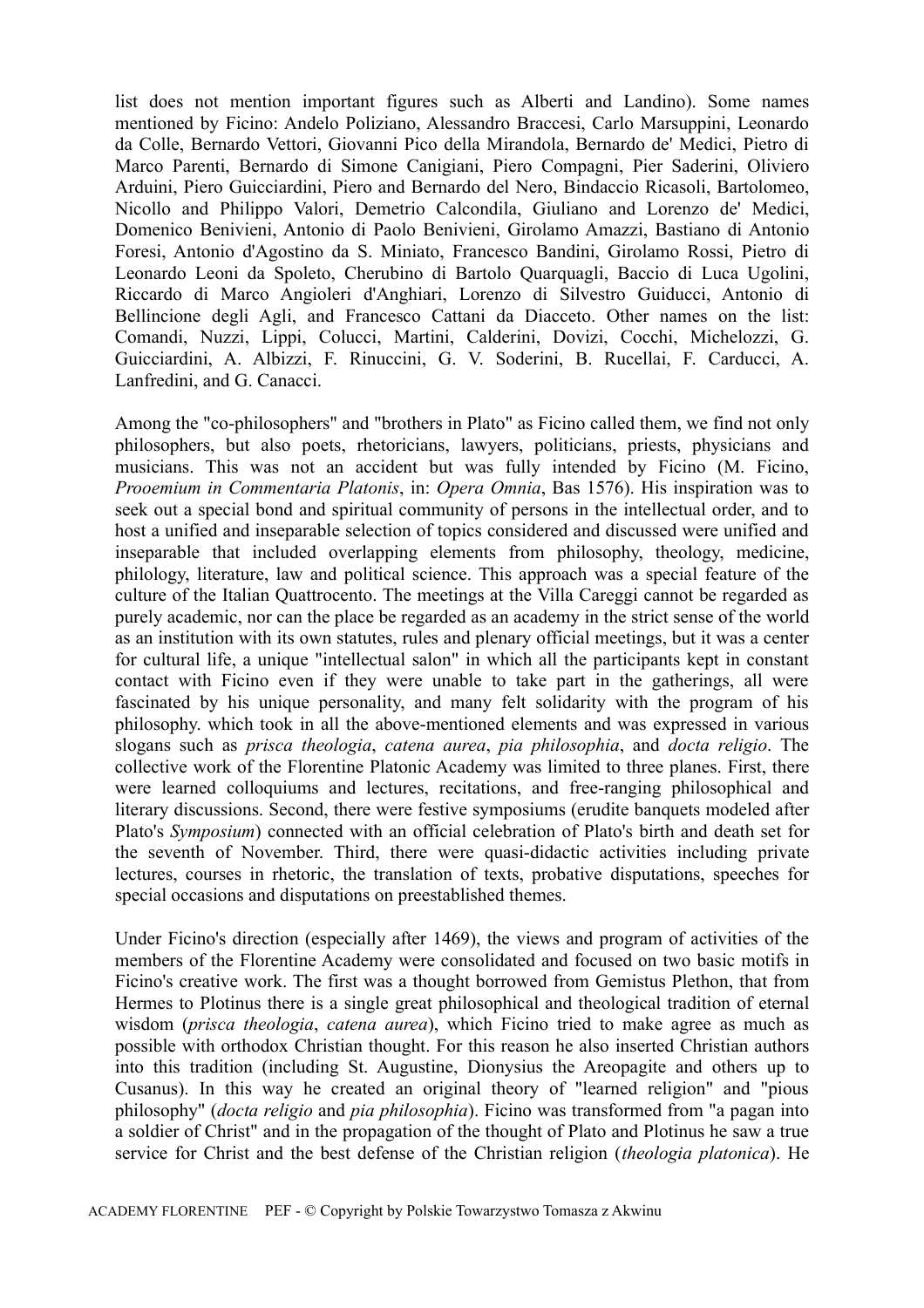list does not mention important figures such as Alberti and Landino). Some names mentioned by Ficino: Andelo Poliziano, Alessandro Braccesi, Carlo Marsuppini, Leonardo da Colle, Bernardo Vettori, Giovanni Pico della Mirandola, Bernardo de' Medici, Pietro di Marco Parenti, Bernardo di Simone Canigiani, Piero Compagni, Pier Saderini, Oliviero Arduini, Piero Guicciardini, Piero and Bernardo del Nero, Bindaccio Ricasoli, Bartolomeo, Nicollo and Philippo Valori, Demetrio Calcondila, Giuliano and Lorenzo de' Medici, Domenico Benivieni, Antonio di Paolo Benivieni, Girolamo Amazzi, Bastiano di Antonio Foresi, Antonio d'Agostino da S. Miniato, Francesco Bandini, Girolamo Rossi, Pietro di Leonardo Leoni da Spoleto, Cherubino di Bartolo Quarquagli, Baccio di Luca Ugolini, Riccardo di Marco Angioleri d'Anghiari, Lorenzo di Silvestro Guiducci, Antonio di Bellincione degli Agli, and Francesco Cattani da Diacceto. Other names on the list: Comandi, Nuzzi, Lippi, Colucci, Martini, Calderini, Dovizi, Cocchi, Michelozzi, G. Guicciardini, A. Albizzi, F. Rinuccini, G. V. Soderini, B. Rucellai, F. Carducci, A. Lanfredini, and G. Canacci.

Among the "co-philosophers" and "brothers in Plato" as Ficino called them, we find not only philosophers, but also poets, rhetoricians, lawyers, politicians, priests, physicians and musicians. This was not an accident but was fully intended by Ficino (M. Ficino, *Prooemium in Commentaria Platonis*, in: *Opera Omnia*, Bas 1576). His inspiration was to seek out a special bond and spiritual community of persons in the intellectual order, and to host a unified and inseparable selection of topics considered and discussed were unified and inseparable that included overlapping elements from philosophy, theology, medicine, philology, literature, law and political science. This approach was a special feature of the culture of the Italian Quattrocento. The meetings at the Villa Careggi cannot be regarded as purely academic, nor can the place be regarded as an academy in the strict sense of the world as an institution with its own statutes, rules and plenary official meetings, but it was a center for cultural life, a unique "intellectual salon" in which all the participants kept in constant contact with Ficino even if they were unable to take part in the gatherings, all were fascinated by his unique personality, and many felt solidarity with the program of his philosophy. which took in all the above-mentioned elements and was expressed in various slogans such as *prisca theologia*, *catena aurea*, *pia philosophia*, and *docta religio*. The collective work of the Florentine Platonic Academy was limited to three planes. First, there were learned colloquiums and lectures, recitations, and free-ranging philosophical and literary discussions. Second, there were festive symposiums (erudite banquets modeled after Plato's *Symposium*) connected with an official celebration of Plato's birth and death set for the seventh of November. Third, there were quasi-didactic activities including private lectures, courses in rhetoric, the translation of texts, probative disputations, speeches for special occasions and disputations on preestablished themes.

Under Ficino's direction (especially after 1469), the views and program of activities of the members of the Florentine Academy were consolidated and focused on two basic motifs in Ficino's creative work. The first was a thought borrowed from Gemistus Plethon, that from Hermes to Plotinus there is a single great philosophical and theological tradition of eternal wisdom (*prisca theologia*, *catena aurea*), which Ficino tried to make agree as much as possible with orthodox Christian thought. For this reason he also inserted Christian authors into this tradition (including St. Augustine, Dionysius the Areopagite and others up to Cusanus). In this way he created an original theory of "learned religion" and "pious philosophy" (*docta religio* and *pia philosophia*). Ficino was transformed from "a pagan into a soldier of Christ" and in the propagation of the thought of Plato and Plotinus he saw a true service for Christ and the best defense of the Christian religion (*theologia platonica*). He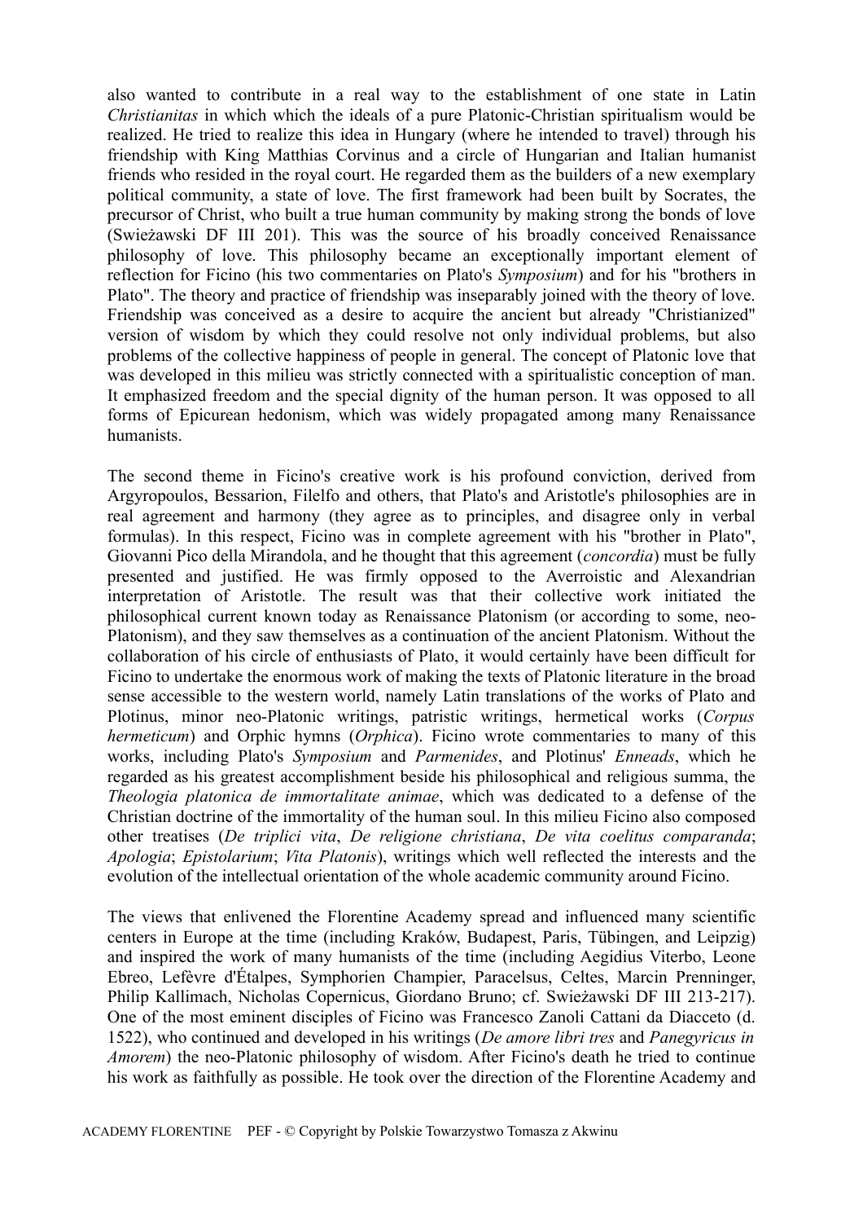also wanted to contribute in a real way to the establishment of one state in Latin *Christianitas* in which which the ideals of a pure Platonic-Christian spiritualism would be realized. He tried to realize this idea in Hungary (where he intended to travel) through his friendship with King Matthias Corvinus and a circle of Hungarian and Italian humanist friends who resided in the royal court. He regarded them as the builders of a new exemplary political community, a state of love. The first framework had been built by Socrates, the precursor of Christ, who built a true human community by making strong the bonds of love (Swieżawski DF III 201). This was the source of his broadly conceived Renaissance philosophy of love. This philosophy became an exceptionally important element of reflection for Ficino (his two commentaries on Plato's *Symposium*) and for his "brothers in Plato". The theory and practice of friendship was inseparably joined with the theory of love. Friendship was conceived as a desire to acquire the ancient but already "Christianized" version of wisdom by which they could resolve not only individual problems, but also problems of the collective happiness of people in general. The concept of Platonic love that was developed in this milieu was strictly connected with a spiritualistic conception of man. It emphasized freedom and the special dignity of the human person. It was opposed to all forms of Epicurean hedonism, which was widely propagated among many Renaissance humanists.

The second theme in Ficino's creative work is his profound conviction, derived from Argyropoulos, Bessarion, Filelfo and others, that Plato's and Aristotle's philosophies are in real agreement and harmony (they agree as to principles, and disagree only in verbal formulas). In this respect, Ficino was in complete agreement with his "brother in Plato", Giovanni Pico della Mirandola, and he thought that this agreement (*concordia*) must be fully presented and justified. He was firmly opposed to the Averroistic and Alexandrian interpretation of Aristotle. The result was that their collective work initiated the philosophical current known today as Renaissance Platonism (or according to some, neo-Platonism), and they saw themselves as a continuation of the ancient Platonism. Without the collaboration of his circle of enthusiasts of Plato, it would certainly have been difficult for Ficino to undertake the enormous work of making the texts of Platonic literature in the broad sense accessible to the western world, namely Latin translations of the works of Plato and Plotinus, minor neo-Platonic writings, patristic writings, hermetical works (*Corpus hermeticum*) and Orphic hymns (*Orphica*). Ficino wrote commentaries to many of this works, including Plato's *Symposium* and *Parmenides*, and Plotinus' *Enneads*, which he regarded as his greatest accomplishment beside his philosophical and religious summa, the *Theologia platonica de immortalitate animae*, which was dedicated to a defense of the Christian doctrine of the immortality of the human soul. In this milieu Ficino also composed other treatises (*De triplici vita*, *De religione christiana*, *De vita coelitus comparanda*; *Apologia*; *Epistolarium*; *Vita Platonis*), writings which well reflected the interests and the evolution of the intellectual orientation of the whole academic community around Ficino.

The views that enlivened the Florentine Academy spread and influenced many scientific centers in Europe at the time (including Kraków, Budapest, Paris, Tübingen, and Leipzig) and inspired the work of many humanists of the time (including Aegidius Viterbo, Leone Ebreo, Lefèvre d'Étalpes, Symphorien Champier, Paracelsus, Celtes, Marcin Prenninger, Philip Kallimach, Nicholas Copernicus, Giordano Bruno; cf. Swieżawski DF III 213-217). One of the most eminent disciples of Ficino was Francesco Zanoli Cattani da Diacceto (d. 1522), who continued and developed in his writings (*De amore libri tres* and *Panegyricus in Amorem*) the neo-Platonic philosophy of wisdom. After Ficino's death he tried to continue his work as faithfully as possible. He took over the direction of the Florentine Academy and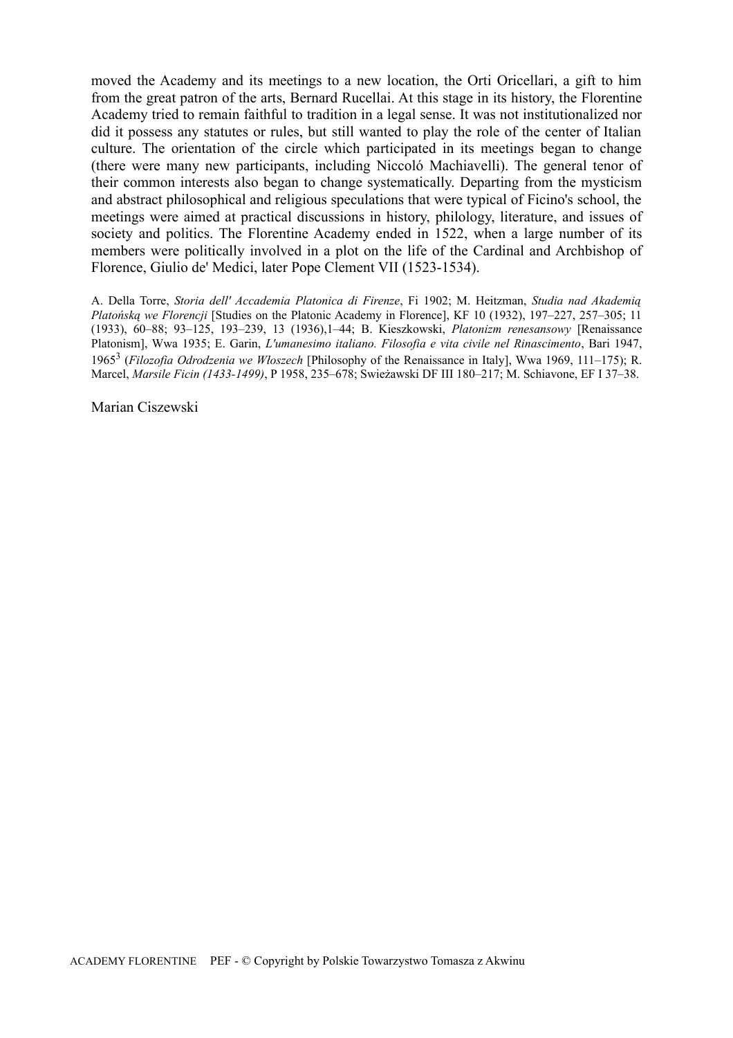moved the Academy and its meetings to a new location, the Orti Oricellari, a gift to him from the great patron of the arts, Bernard Rucellai. At this stage in its history, the Florentine Academy tried to remain faithful to tradition in a legal sense. It was not institutionalized nor did it possess any statutes or rules, but still wanted to play the role of the center of Italian culture. The orientation of the circle which participated in its meetings began to change (there were many new participants, including Niccoló Machiavelli). The general tenor of their common interests also began to change systematically. Departing from the mysticism and abstract philosophical and religious speculations that were typical of Ficino's school, the meetings were aimed at practical discussions in history, philology, literature, and issues of society and politics. The Florentine Academy ended in 1522, when a large number of its members were politically involved in a plot on the life of the Cardinal and Archbishop of Florence, Giulio de' Medici, later Pope Clement VII (1523-1534).

A. Della Torre, *Storia dell' Accademia Platonica di Firenze*, Fi 1902; M. Heitzman, *Studia nad Akademią Platońską we Florencji* [Studies on the Platonic Academy in Florence], KF 10 (1932), 197–227, 257–305; 11 (1933), 60–88; 93–125, 193–239, 13 (1936),1–44; B. Kieszkowski, *Platonizm renesansowy* [Renaissance Platonism], Wwa 1935; E. Garin, *L'umanesimo italiano. Filosofia e vita civile nel Rinascimento*, Bari 1947, 1965[3] (*Filozofia Odrodzenia we Włoszech* [Philosophy of the Renaissance in Italy], Wwa 1969, 111–175); R. Marcel, *Marsile Ficin (1433-1499)*, P 1958, 235–678; Swieżawski DF III 180–217; M. Schiavone, EF I 37–38.

Marian Ciszewski